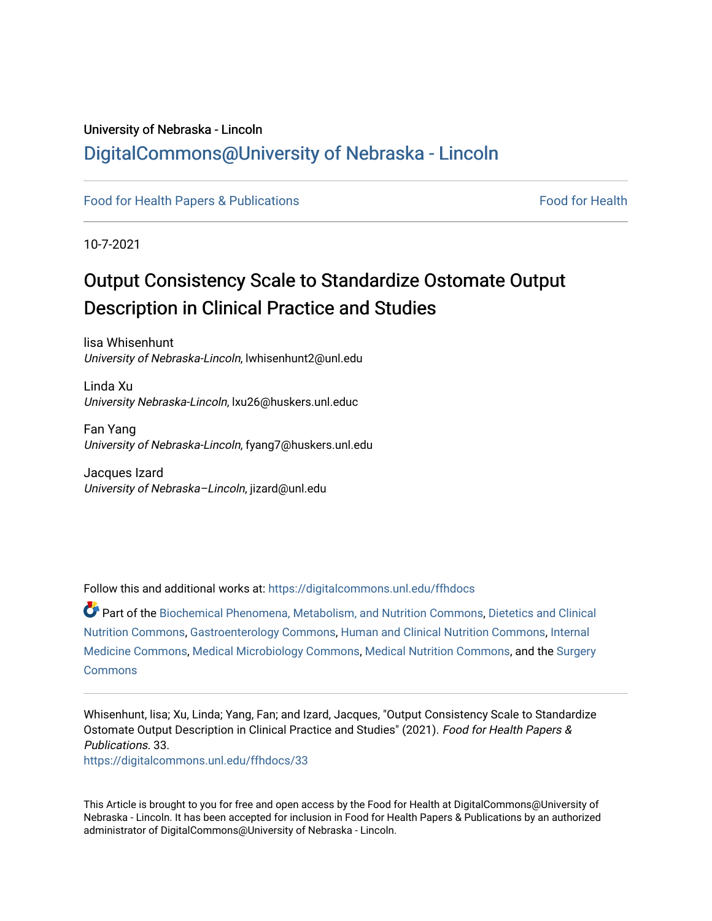University of Nebraska - Lincoln

DigitalCommons@University of Nebraska - Lincoln

Food for Health Papers & Publications　　　　Food for Health

10-7-2021

# Output Consistency Scale to Standardize Ostomate Output Description in Clinical Practice and Studies

lisa Whisenhunt
*University of Nebraska-Lincoln*, lwhisenhunt2@unl.edu

Linda Xu
*University Nebraska-Lincoln*, lxu26@huskers.unl.educ

Fan Yang
*University of Nebraska-Lincoln*, fyang7@huskers.unl.edu

Jacques Izard
*University of Nebraska–Lincoln*, jizard@unl.edu

Follow this and additional works at: https://digitalcommons.unl.edu/ffhdocs

Part of the Biochemical Phenomena, Metabolism, and Nutrition Commons, Dietetics and Clinical Nutrition Commons, Gastroenterology Commons, Human and Clinical Nutrition Commons, Internal Medicine Commons, Medical Microbiology Commons, Medical Nutrition Commons, and the Surgery Commons

Whisenhunt, lisa; Xu, Linda; Yang, Fan; and Izard, Jacques, "Output Consistency Scale to Standardize Ostomate Output Description in Clinical Practice and Studies" (2021). *Food for Health Papers & Publications*. 33.
https://digitalcommons.unl.edu/ffhdocs/33

This Article is brought to you for free and open access by the Food for Health at DigitalCommons@University of Nebraska - Lincoln. It has been accepted for inclusion in Food for Health Papers & Publications by an authorized administrator of DigitalCommons@University of Nebraska - Lincoln.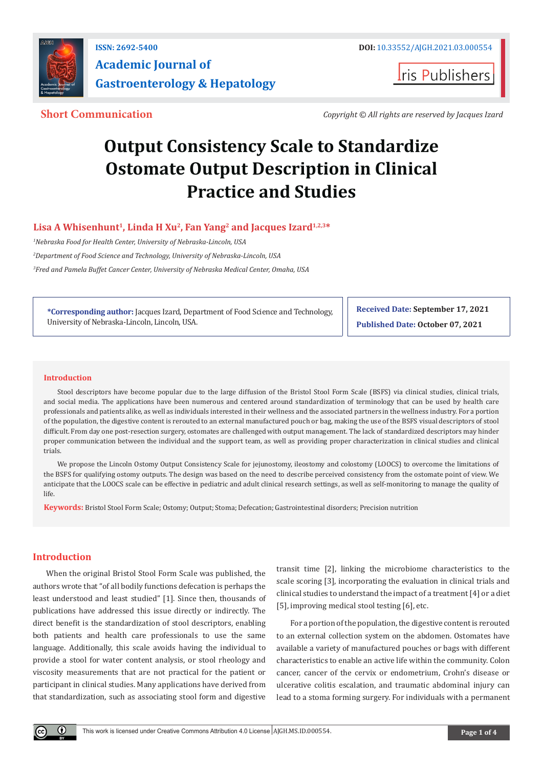# Output Consistency Scale to Standardize Ostomate Output Description in Clinical Practice and Studies

**Lisa A Whisenhunt[1], Linda H Xu[2], Fan Yang[2] and Jacques Izard[1,2,3]***

[1]Nebraska Food for Health Center, University of Nebraska-Lincoln, USA

[2]Department of Food Science and Technology, University of Nebraska-Lincoln, USA

[3]Fred and Pamela Buffet Cancer Center, University of Nebraska Medical Center, Omaha, USA

***Corresponding author:** Jacques Izard, Department of Food Science and Technology, University of Nebraska-Lincoln, Lincoln, USA.

**Received Date:** September 17, 2021

**Published Date:** October 07, 2021

## Introduction

Stool descriptors have become popular due to the large diffusion of the Bristol Stool Form Scale (BSFS) via clinical studies, clinical trials, and social media. The applications have been numerous and centered around standardization of terminology that can be used by health care professionals and patients alike, as well as individuals interested in their wellness and the associated partners in the wellness industry. For a portion of the population, the digestive content is rerouted to an external manufactured pouch or bag, making the use of the BSFS visual descriptors of stool difficult. From day one post-resection surgery, ostomates are challenged with output management. The lack of standardized descriptors may hinder proper communication between the individual and the support team, as well as providing proper characterization in clinical studies and clinical trials.

We propose the Lincoln Ostomy Output Consistency Scale for jejunostomy, ileostomy and colostomy (LOOCS) to overcome the limitations of the BSFS for qualifying ostomy outputs. The design was based on the need to describe perceived consistency from the ostomate point of view. We anticipate that the LOOCS scale can be effective in pediatric and adult clinical research settings, as well as self-monitoring to manage the quality of life.

**Keywords:** Bristol Stool Form Scale; Ostomy; Output; Stoma; Defecation; Gastrointestinal disorders; Precision nutrition

## Introduction

When the original Bristol Stool Form Scale was published, the authors wrote that "of all bodily functions defecation is perhaps the least understood and least studied" [1]. Since then, thousands of publications have addressed this issue directly or indirectly. The direct benefit is the standardization of stool descriptors, enabling both patients and health care professionals to use the same language. Additionally, this scale avoids having the individual to provide a stool for water content analysis, or stool rheology and viscosity measurements that are not practical for the patient or participant in clinical studies. Many applications have derived from that standardization, such as associating stool form and digestive transit time [2], linking the microbiome characteristics to the scale scoring [3], incorporating the evaluation in clinical trials and clinical studies to understand the impact of a treatment [4] or a diet [5], improving medical stool testing [6], etc.

For a portion of the population, the digestive content is rerouted to an external collection system on the abdomen. Ostomates have available a variety of manufactured pouches or bags with different characteristics to enable an active life within the community. Colon cancer, cancer of the cervix or endometrium, Crohn's disease or ulcerative colitis escalation, and traumatic abdominal injury can lead to a stoma forming surgery. For individuals with a permanent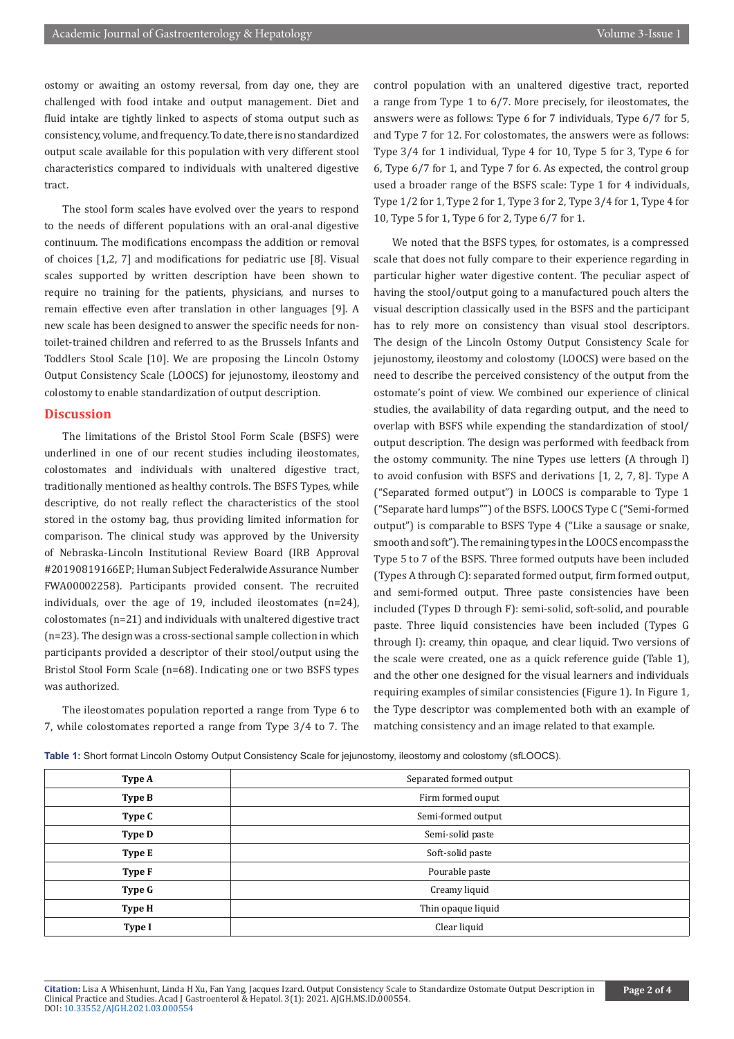ostomy or awaiting an ostomy reversal, from day one, they are challenged with food intake and output management. Diet and fluid intake are tightly linked to aspects of stoma output such as consistency, volume, and frequency. To date, there is no standardized output scale available for this population with very different stool characteristics compared to individuals with unaltered digestive tract.

The stool form scales have evolved over the years to respond to the needs of different populations with an oral-anal digestive continuum. The modifications encompass the addition or removal of choices [1,2, 7] and modifications for pediatric use [8]. Visual scales supported by written description have been shown to require no training for the patients, physicians, and nurses to remain effective even after translation in other languages [9]. A new scale has been designed to answer the specific needs for non-toilet-trained children and referred to as the Brussels Infants and Toddlers Stool Scale [10]. We are proposing the Lincoln Ostomy Output Consistency Scale (LOOCS) for jejunostomy, ileostomy and colostomy to enable standardization of output description.

## Discussion

The limitations of the Bristol Stool Form Scale (BSFS) were underlined in one of our recent studies including ileostomates, colostomates and individuals with unaltered digestive tract, traditionally mentioned as healthy controls. The BSFS Types, while descriptive, do not really reflect the characteristics of the stool stored in the ostomy bag, thus providing limited information for comparison. The clinical study was approved by the University of Nebraska-Lincoln Institutional Review Board (IRB Approval #20190819166EP; Human Subject Federalwide Assurance Number FWA00002258). Participants provided consent. The recruited individuals, over the age of 19, included ileostomates (n=24), colostomates (n=21) and individuals with unaltered digestive tract (n=23). The design was a cross-sectional sample collection in which participants provided a descriptor of their stool/output using the Bristol Stool Form Scale (n=68). Indicating one or two BSFS types was authorized.

The ileostomates population reported a range from Type 6 to 7, while colostomates reported a range from Type 3/4 to 7. The control population with an unaltered digestive tract, reported a range from Type 1 to 6/7. More precisely, for ileostomates, the answers were as follows: Type 6 for 7 individuals, Type 6/7 for 5, and Type 7 for 12. For colostomates, the answers were as follows: Type 3/4 for 1 individual, Type 4 for 10, Type 5 for 3, Type 6 for 6, Type 6/7 for 1, and Type 7 for 6. As expected, the control group used a broader range of the BSFS scale: Type 1 for 4 individuals, Type 1/2 for 1, Type 2 for 1, Type 3 for 2, Type 3/4 for 1, Type 4 for 10, Type 5 for 1, Type 6 for 2, Type 6/7 for 1.

We noted that the BSFS types, for ostomates, is a compressed scale that does not fully compare to their experience regarding in particular higher water digestive content. The peculiar aspect of having the stool/output going to a manufactured pouch alters the visual description classically used in the BSFS and the participant has to rely more on consistency than visual stool descriptors. The design of the Lincoln Ostomy Output Consistency Scale for jejunostomy, ileostomy and colostomy (LOOCS) were based on the need to describe the perceived consistency of the output from the ostomate's point of view. We combined our experience of clinical studies, the availability of data regarding output, and the need to overlap with BSFS while expending the standardization of stool/output description. The design was performed with feedback from the ostomy community. The nine Types use letters (A through I) to avoid confusion with BSFS and derivations [1, 2, 7, 8]. Type A ("Separated formed output") in LOOCS is comparable to Type 1 ("Separate hard lumps"") of the BSFS. LOOCS Type C ("Semi-formed output") is comparable to BSFS Type 4 ("Like a sausage or snake, smooth and soft"). The remaining types in the LOOCS encompass the Type 5 to 7 of the BSFS. Three formed outputs have been included (Types A through C): separated formed output, firm formed output, and semi-formed output. Three paste consistencies have been included (Types D through F): semi-solid, soft-solid, and pourable paste. Three liquid consistencies have been included (Types G through I): creamy, thin opaque, and clear liquid. Two versions of the scale were created, one as a quick reference guide (Table 1), and the other one designed for the visual learners and individuals requiring examples of similar consistencies (Figure 1). In Figure 1, the Type descriptor was complemented both with an example of matching consistency and an image related to that example.

**Table 1:** Short format Lincoln Ostomy Output Consistency Scale for jejunostomy, ileostomy and colostomy (sfLOOCS).

| Type | Description |
|---|---|
| **Type A** | Separated formed output |
| **Type B** | Firm formed ouput |
| **Type C** | Semi-formed output |
| **Type D** | Semi-solid paste |
| **Type E** | Soft-solid paste |
| **Type F** | Pourable paste |
| **Type G** | Creamy liquid |
| **Type H** | Thin opaque liquid |
| **Type I** | Clear liquid |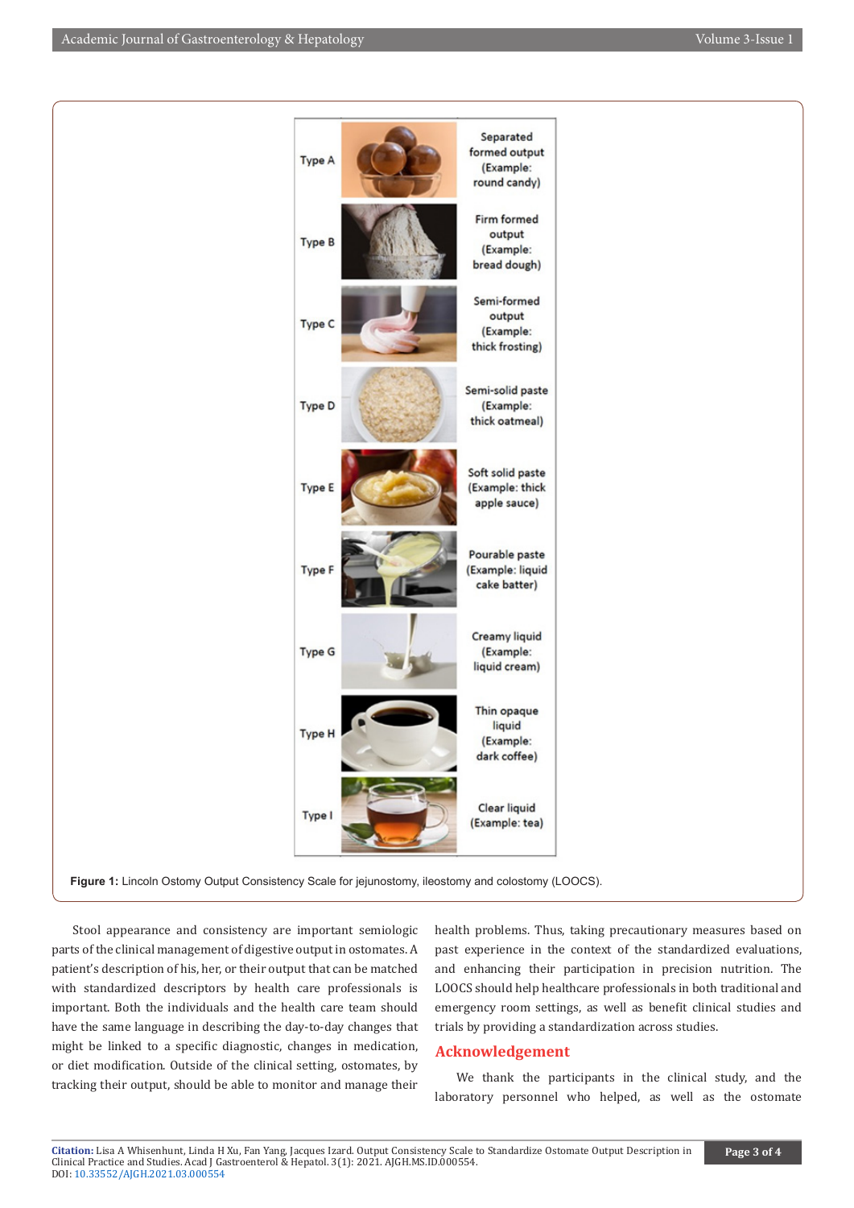| Type | Description |
|---|---|
| Type A | Separated formed output (Example: round candy) |
| Type B | Firm formed output (Example: bread dough) |
| Type C | Semi-formed output (Example: thick frosting) |
| Type D | Semi-solid paste (Example: thick oatmeal) |
| Type E | Soft solid paste (Example: thick apple sauce) |
| Type F | Pourable paste (Example: liquid cake batter) |
| Type G | Creamy liquid (Example: liquid cream) |
| Type H | Thin opaque liquid (Example: dark coffee) |
| Type I | Clear liquid (Example: tea) |

**Figure 1:** Lincoln Ostomy Output Consistency Scale for jejunostomy, ileostomy and colostomy (LOOCS).

Stool appearance and consistency are important semiologic parts of the clinical management of digestive output in ostomates. A patient's description of his, her, or their output that can be matched with standardized descriptors by health care professionals is important. Both the individuals and the health care team should have the same language in describing the day-to-day changes that might be linked to a specific diagnostic, changes in medication, or diet modification. Outside of the clinical setting, ostomates, by tracking their output, should be able to monitor and manage their health problems. Thus, taking precautionary measures based on past experience in the context of the standardized evaluations, and enhancing their participation in precision nutrition. The LOOCS should help healthcare professionals in both traditional and emergency room settings, as well as benefit clinical studies and trials by providing a standardization across studies.

## Acknowledgement

We thank the participants in the clinical study, and the laboratory personnel who helped, as well as the ostomate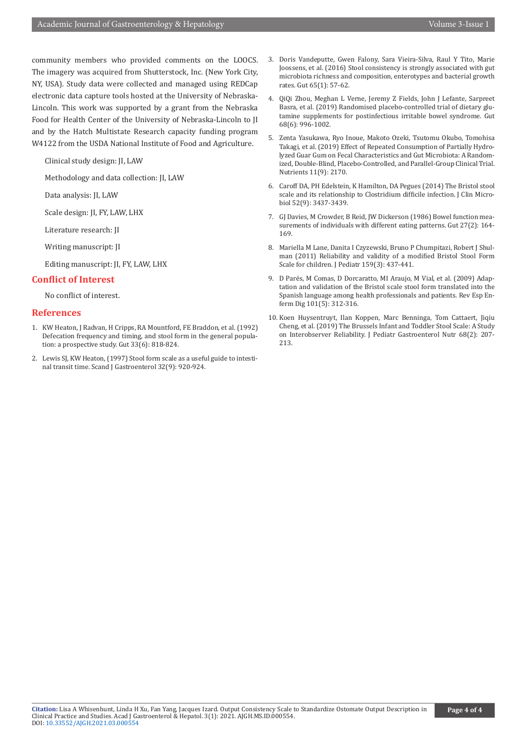community members who provided comments on the LOOCS. The imagery was acquired from Shutterstock, Inc. (New York City, NY, USA). Study data were collected and managed using REDCap electronic data capture tools hosted at the University of Nebraska-Lincoln. This work was supported by a grant from the Nebraska Food for Health Center of the University of Nebraska-Lincoln to JI and by the Hatch Multistate Research capacity funding program W4122 from the USDA National Institute of Food and Agriculture.

Clinical study design: JI, LAW

Methodology and data collection: JI, LAW

Data analysis: JI, LAW

Scale design: JI, FY, LAW, LHX

Literature research: JI

Writing manuscript: JI

Editing manuscript: JI, FY, LAW, LHX

## Conflict of Interest

No conflict of interest.

## References

1. KW Heaton, J Radvan, H Cripps, RA Mountford, FE Braddon, et al. (1992) Defecation frequency and timing, and stool form in the general population: a prospective study. Gut 33(6): 818-824.
2. Lewis SJ, KW Heaton, (1997) Stool form scale as a useful guide to intestinal transit time. Scand J Gastroenterol 32(9): 920-924.
3. Doris Vandeputte, Gwen Falony, Sara Vieira-Silva, Raul Y Tito, Marie Joossens, et al. (2016) Stool consistency is strongly associated with gut microbiota richness and composition, enterotypes and bacterial growth rates. Gut 65(1): 57-62.
4. QiQi Zhou, Meghan L Verne, Jeremy Z Fields, John J Lefante, Sarpreet Basra, et al. (2019) Randomised placebo-controlled trial of dietary glutamine supplements for postinfectious irritable bowel syndrome. Gut 68(6): 996-1002.
5. Zenta Yasukawa, Ryo Inoue, Makoto Ozeki, Tsutomu Okubo, Tomohisa Takagi, et al. (2019) Effect of Repeated Consumption of Partially Hydrolyzed Guar Gum on Fecal Characteristics and Gut Microbiota: A Randomized, Double-Blind, Placebo-Controlled, and Parallel-Group Clinical Trial. Nutrients 11(9): 2170.
6. Caroff DA, PH Edelstein, K Hamilton, DA Pegues (2014) The Bristol stool scale and its relationship to Clostridium difficile infection. J Clin Microbiol 52(9): 3437-3439.
7. GJ Davies, M Crowder, B Reid, JW Dickerson (1986) Bowel function measurements of individuals with different eating patterns. Gut 27(2): 164-169.
8. Mariella M Lane, Danita I Czyzewski, Bruno P Chumpitazi, Robert J Shulman (2011) Reliability and validity of a modified Bristol Stool Form Scale for children. J Pediatr 159(3): 437-441.
9. D Parés, M Comas, D Dorcaratto, MI Araujo, M Vial, et al. (2009) Adaptation and validation of the Bristol scale stool form translated into the Spanish language among health professionals and patients. Rev Esp Enferm Dig 101(5): 312-316.
10. Koen Huysentruyt, Ilan Koppen, Marc Benninga, Tom Cattaert, Jiqiu Cheng, et al. (2019) The Brussels Infant and Toddler Stool Scale: A Study on Interobserver Reliability. J Pediatr Gastroenterol Nutr 68(2): 207-213.